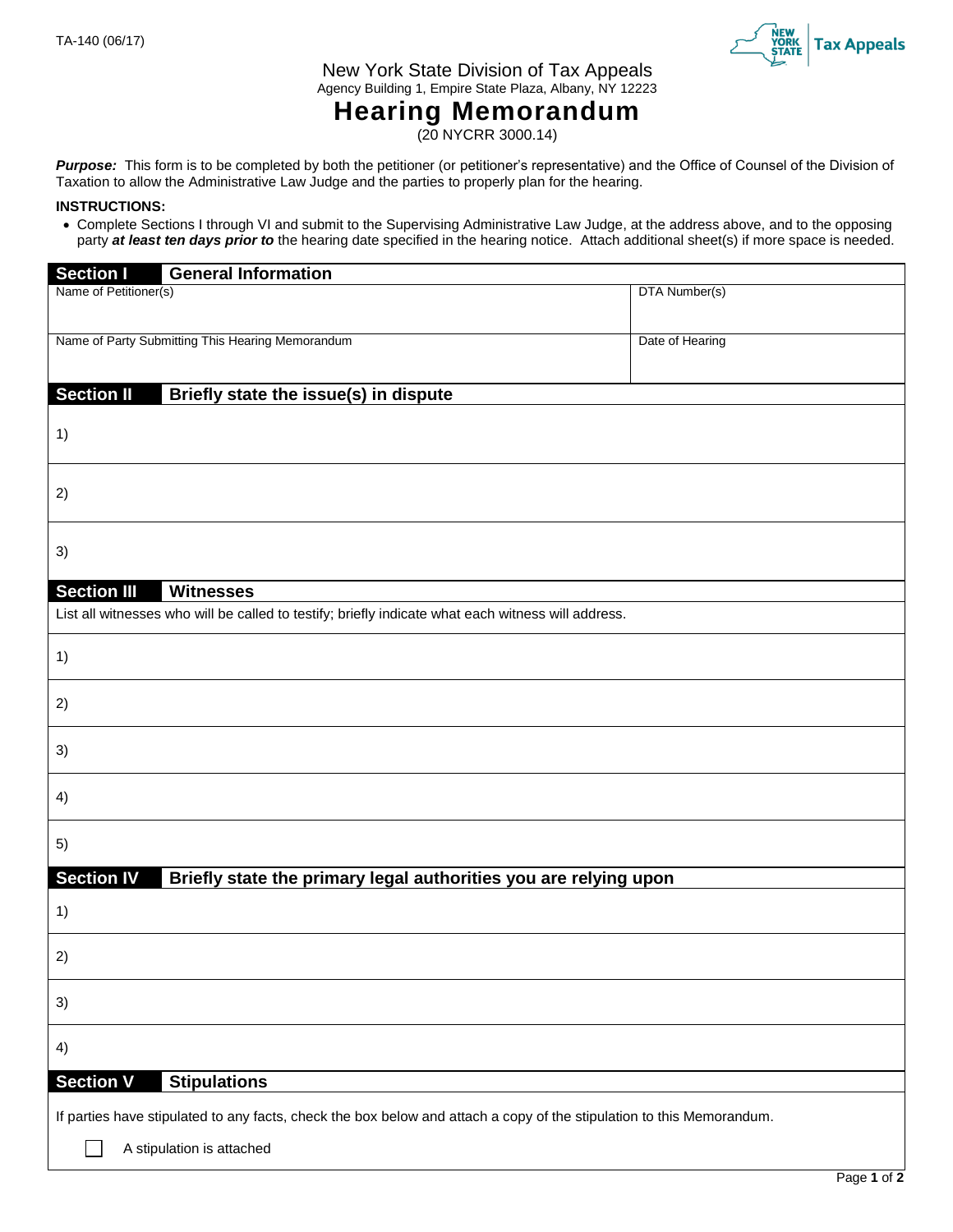TA-140 (06/17)

New York State Tax Appeals

# New York State Division of Tax Appeals

Agency Building 1, Empire State Plaza, Albany, NY 12223

## Hearing Memorandum

(20 NYCRR 3000.14)

***Purpose:*** This form is to be completed by both the petitioner (or petitioner's representative) and the Office of Counsel of the Division of Taxation to allow the Administrative Law Judge and the parties to properly plan for the hearing.

**INSTRUCTIONS:**

- Complete Sections I through VI and submit to the Supervising Administrative Law Judge, at the address above, and to the opposing party ***at least ten days prior to*** the hearing date specified in the hearing notice. Attach additional sheet(s) if more space is needed.

### Section I General Information

| Name of Petitioner(s) | DTA Number(s) |
|---|---|
| | |
| **Name of Party Submitting This Hearing Memorandum** | **Date of Hearing** |
| | |

### Section II Briefly state the issue(s) in dispute

1)

2)

3)

### Section III Witnesses

List all witnesses who will be called to testify; briefly indicate what each witness will address.

1)

2)

3)

4)

5)

### Section IV Briefly state the primary legal authorities you are relying upon

1)

2)

3)

4)

### Section V Stipulations

If parties have stipulated to any facts, check the box below and attach a copy of the stipulation to this Memorandum.

☐ A stipulation is attached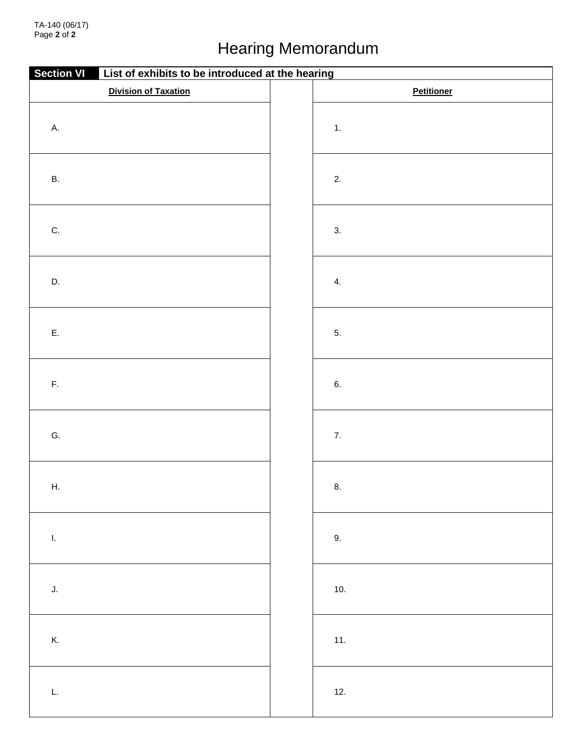# Hearing Memorandum

**Section VI** **List of exhibits to be introduced at the hearing**

| Division of Taxation | | Petitioner |
|---|---|---|
| A. | | 1. |
| B. | | 2. |
| C. | | 3. |
| D. | | 4. |
| E. | | 5. |
| F. | | 6. |
| G. | | 7. |
| H. | | 8. |
| I. | | 9. |
| J. | | 10. |
| K. | | 11. |
| L. | | 12. |